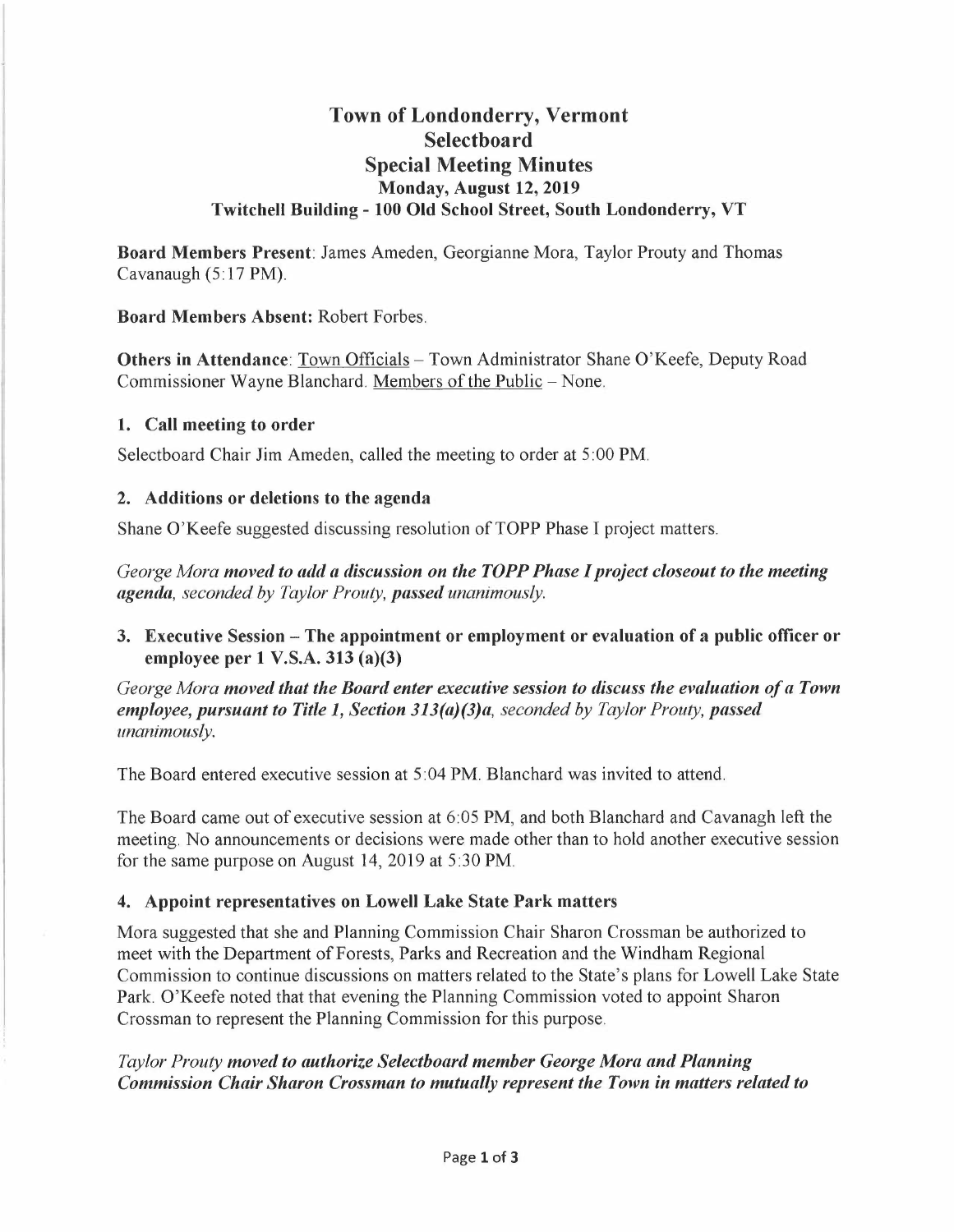# Town of Londonderry, Vermont
## Selectboard
## Special Meeting Minutes
### Monday, August 12, 2019
### Twitchell Building - 100 Old School Street, South Londonderry, VT

**Board Members Present**: James Ameden, Georgianne Mora, Taylor Prouty and Thomas Cavanaugh (5:17 PM).

**Board Members Absent:** Robert Forbes.

**Others in Attendance**: Town Officials – Town Administrator Shane O'Keefe, Deputy Road Commissioner Wayne Blanchard. Members of the Public – None.

### 1. Call meeting to order

Selectboard Chair Jim Ameden, called the meeting to order at 5:00 PM.

### 2. Additions or deletions to the agenda

Shane O'Keefe suggested discussing resolution of TOPP Phase I project matters.

*George Mora **moved to add a discussion on the TOPP Phase I project closeout to the meeting agenda**, seconded by Taylor Prouty, **passed** unanimously.*

### 3. Executive Session – The appointment or employment or evaluation of a public officer or employee per 1 V.S.A. 313 (a)(3)

*George Mora **moved that the Board enter executive session to discuss the evaluation of a Town employee, pursuant to Title 1, Section 313(a)(3)a**, seconded by Taylor Prouty, **passed** unanimously.*

The Board entered executive session at 5:04 PM. Blanchard was invited to attend.

The Board came out of executive session at 6:05 PM, and both Blanchard and Cavanagh left the meeting. No announcements or decisions were made other than to hold another executive session for the same purpose on August 14, 2019 at 5:30 PM.

### 4. Appoint representatives on Lowell Lake State Park matters

Mora suggested that she and Planning Commission Chair Sharon Crossman be authorized to meet with the Department of Forests, Parks and Recreation and the Windham Regional Commission to continue discussions on matters related to the State's plans for Lowell Lake State Park. O'Keefe noted that that evening the Planning Commission voted to appoint Sharon Crossman to represent the Planning Commission for this purpose.

*Taylor Prouty **moved to authorize Selectboard member George Mora and Planning Commission Chair Sharon Crossman to mutually represent the Town in matters related to***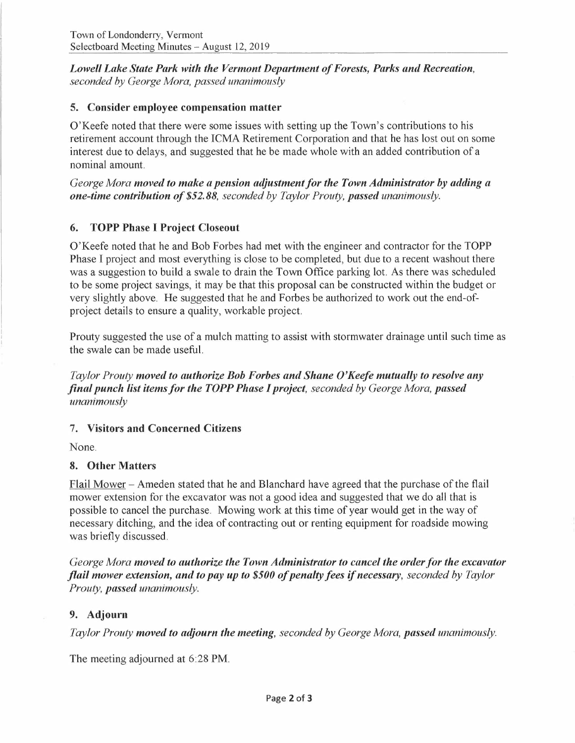*Lowell Lake State Park with the Vermont Department of Forests, Parks and Recreation*, *seconded by George Mora, passed unanimously*

### 5. Consider employee compensation matter

O'Keefe noted that there were some issues with setting up the Town's contributions to his retirement account through the ICMA Retirement Corporation and that he has lost out on some interest due to delays, and suggested that he be made whole with an added contribution of a nominal amount.

*George Mora* ***moved to make a pension adjustment for the Town Administrator by adding a one-time contribution of $52.88****, seconded by Taylor Prouty,* ***passed*** *unanimously.*

### 6. TOPP Phase I Project Closeout

O'Keefe noted that he and Bob Forbes had met with the engineer and contractor for the TOPP Phase I project and most everything is close to be completed, but due to a recent washout there was a suggestion to build a swale to drain the Town Office parking lot. As there was scheduled to be some project savings, it may be that this proposal can be constructed within the budget or very slightly above. He suggested that he and Forbes be authorized to work out the end-of-project details to ensure a quality, workable project.

Prouty suggested the use of a mulch matting to assist with stormwater drainage until such time as the swale can be made useful.

*Taylor Prouty* ***moved to authorize Bob Forbes and Shane O'Keefe mutually to resolve any final punch list items for the TOPP Phase I project****, seconded by George Mora,* ***passed*** *unanimously*

### 7. Visitors and Concerned Citizens

None.

### 8. Other Matters

Flail Mower – Ameden stated that he and Blanchard have agreed that the purchase of the flail mower extension for the excavator was not a good idea and suggested that we do all that is possible to cancel the purchase. Mowing work at this time of year would get in the way of necessary ditching, and the idea of contracting out or renting equipment for roadside mowing was briefly discussed.

*George Mora* ***moved to authorize the Town Administrator to cancel the order for the excavator flail mower extension, and to pay up to $500 of penalty fees if necessary****, seconded by Taylor Prouty,* ***passed*** *unanimously.*

### 9. Adjourn

*Taylor Prouty* ***moved to adjourn the meeting****, seconded by George Mora,* ***passed*** *unanimously.*

The meeting adjourned at 6:28 PM.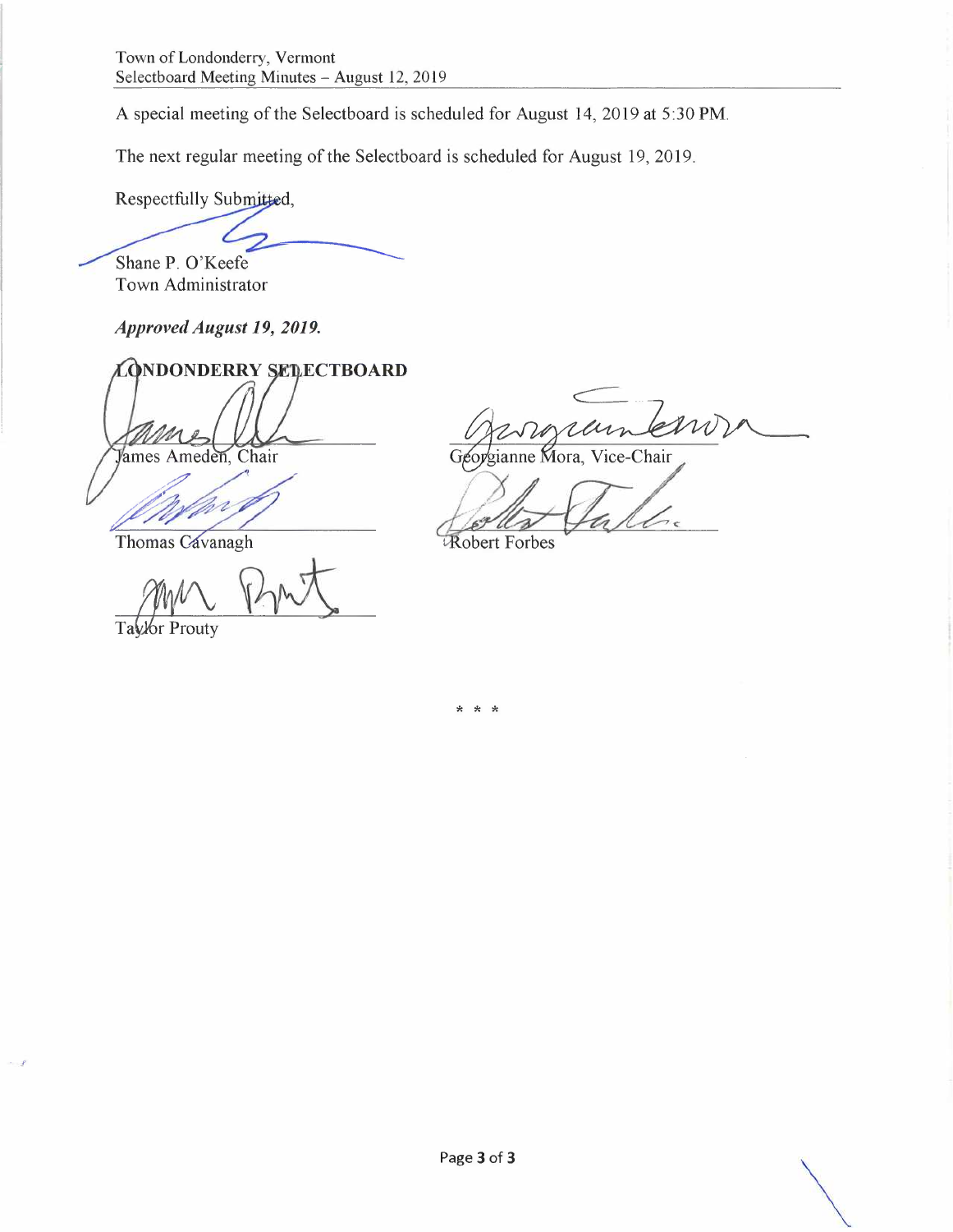A special meeting of the Selectboard is scheduled for August 14, 2019 at 5:30 PM.

The next regular meeting of the Selectboard is scheduled for August 19, 2019.

Respectfully Submitted,

Shane P. O'Keefe
Town Administrator

***Approved August 19, 2019.***

**LONDONDERRY SELECTBOARD**

James Ameden, Chair

Georgianne Mora, Vice-Chair

Thomas Cavanagh

Robert Forbes

Taylor Prouty

\* \* \*